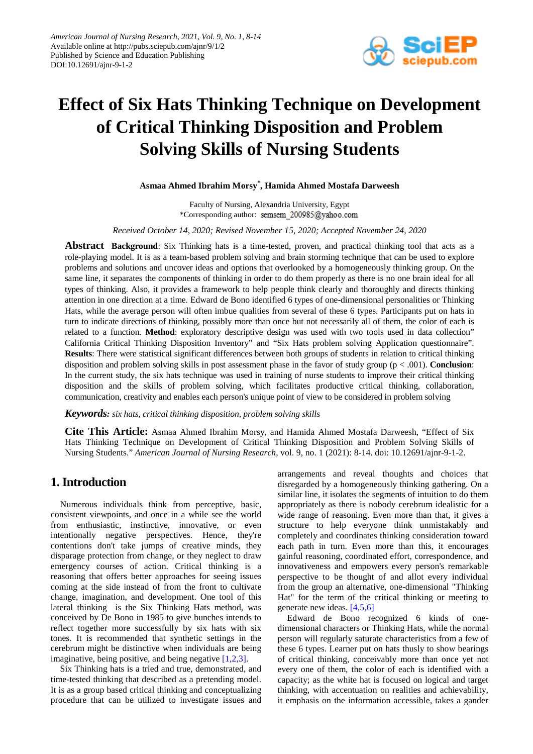# Effect of Six Hats Thinking Technique on Development of Critical Thinking Disposition and Problem Solving Skills of Nursing Students

**Asmaa Ahmed Ibrahim Morsy[*], Hamida Ahmed Mostafa Darweesh**

Faculty of Nursing, Alexandria University, Egypt
*Corresponding author: semsem_200985@yahoo.com

*Received October 14, 2020; Revised November 15, 2020; Accepted November 24, 2020*

**Abstract** **Background**: Six Thinking hats is a time-tested, proven, and practical thinking tool that acts as a role-playing model. It is as a team-based problem solving and brain storming technique that can be used to explore problems and solutions and uncover ideas and options that overlooked by a homogeneously thinking group. On the same line, it separates the components of thinking in order to do them properly as there is no one brain ideal for all types of thinking. Also, it provides a framework to help people think clearly and thoroughly and directs thinking attention in one direction at a time. Edward de Bono identified 6 types of one-dimensional personalities or Thinking Hats, while the average person will often imbue qualities from several of these 6 types. Participants put on hats in turn to indicate directions of thinking, possibly more than once but not necessarily all of them, the color of each is related to a function. **Method**: exploratory descriptive design was used with two tools used in data collection" California Critical Thinking Disposition Inventory" and "Six Hats problem solving Application questionnaire". **Results**: There were statistical significant differences between both groups of students in relation to critical thinking disposition and problem solving skills in post assessment phase in the favor of study group ($p < .001$). **Conclusion**: In the current study, the six hats technique was used in training of nurse students to improve their critical thinking disposition and the skills of problem solving, which facilitates productive critical thinking, collaboration, communication, creativity and enables each person's unique point of view to be considered in problem solving

***Keywords:*** *six hats, critical thinking disposition, problem solving skills*

**Cite This Article:** Asmaa Ahmed Ibrahim Morsy, and Hamida Ahmed Mostafa Darweesh, "Effect of Six Hats Thinking Technique on Development of Critical Thinking Disposition and Problem Solving Skills of Nursing Students." *American Journal of Nursing Research*, vol. 9, no. 1 (2021): 8-14. doi: 10.12691/ajnr-9-1-2.

## 1. Introduction

Numerous individuals think from perceptive, basic, consistent viewpoints, and once in a while see the world from enthusiastic, instinctive, innovative, or even intentionally negative perspectives. Hence, they're contentions don't take jumps of creative minds, they disparage protection from change, or they neglect to draw emergency courses of action. Critical thinking is a reasoning that offers better approaches for seeing issues coming at the side instead of from the front to cultivate change, imagination, and development. One tool of this lateral thinking is the Six Thinking Hats method, was conceived by De Bono in 1985 to give bunches intends to reflect together more successfully by six hats with six tones. It is recommended that synthetic settings in the cerebrum might be distinctive when individuals are being imaginative, being positive, and being negative [1,2,3].

Six Thinking hats is a tried and true, demonstrated, and time-tested thinking that described as a pretending model. It is as a group based critical thinking and conceptualizing procedure that can be utilized to investigate issues and arrangements and reveal thoughts and choices that disregarded by a homogeneously thinking gathering. On a similar line, it isolates the segments of intuition to do them appropriately as there is nobody cerebrum idealistic for a wide range of reasoning. Even more than that, it gives a structure to help everyone think unmistakably and completely and coordinates thinking consideration toward each path in turn. Even more than this, it encourages gainful reasoning, coordinated effort, correspondence, and innovativeness and empowers every person's remarkable perspective to be thought of and allot every individual from the group an alternative, one-dimensional "Thinking Hat" for the term of the critical thinking or meeting to generate new ideas. [4,5,6]

Edward de Bono recognized 6 kinds of one-dimensional characters or Thinking Hats, while the normal person will regularly saturate characteristics from a few of these 6 types. Learner put on hats thusly to show bearings of critical thinking, conceivably more than once yet not every one of them, the color of each is identified with a capacity; as the white hat is focused on logical and target thinking, with accentuation on realities and achievability, it emphasis on the information accessible, takes a gander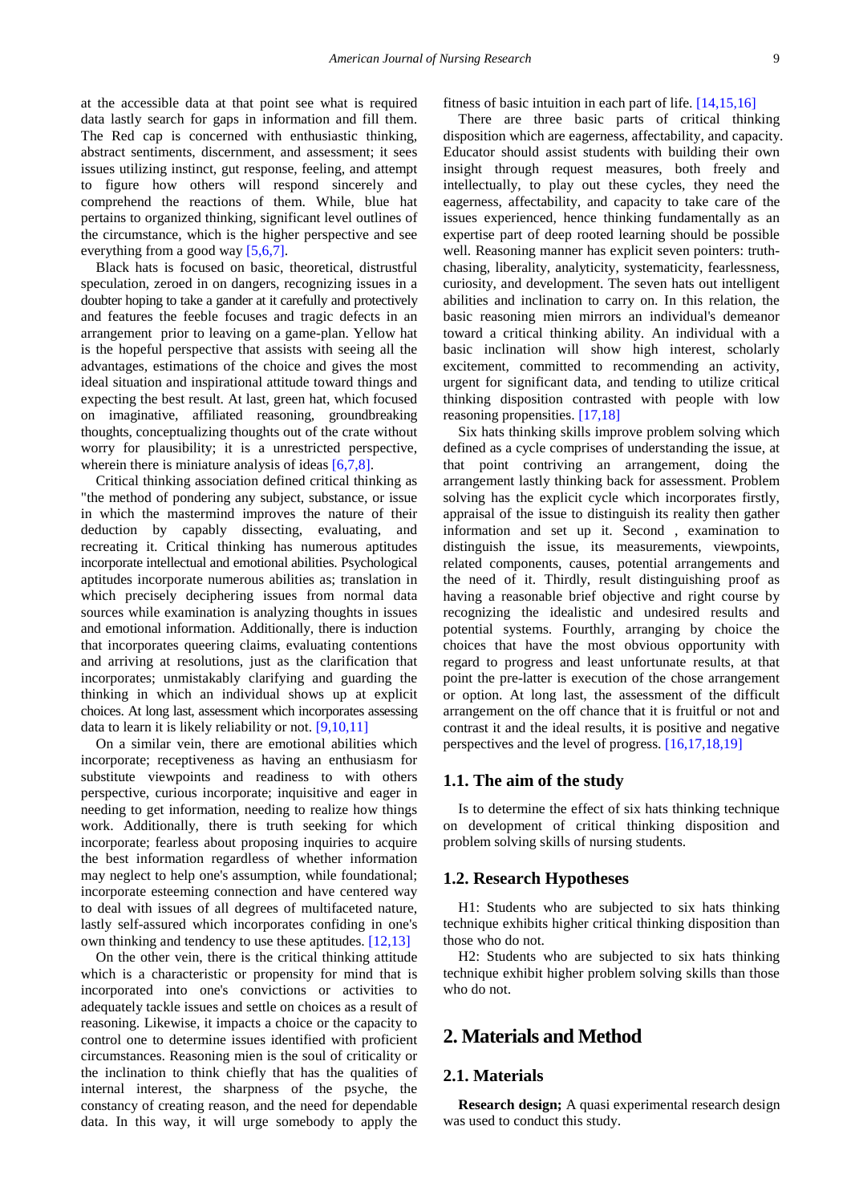at the accessible data at that point see what is required data lastly search for gaps in information and fill them. The Red cap is concerned with enthusiastic thinking, abstract sentiments, discernment, and assessment; it sees issues utilizing instinct, gut response, feeling, and attempt to figure how others will respond sincerely and comprehend the reactions of them. While, blue hat pertains to organized thinking, significant level outlines of the circumstance, which is the higher perspective and see everything from a good way [5,6,7].

Black hats is focused on basic, theoretical, distrustful speculation, zeroed in on dangers, recognizing issues in a doubter hoping to take a gander at it carefully and protectively and features the feeble focuses and tragic defects in an arrangement prior to leaving on a game-plan. Yellow hat is the hopeful perspective that assists with seeing all the advantages, estimations of the choice and gives the most ideal situation and inspirational attitude toward things and expecting the best result. At last, green hat, which focused on imaginative, affiliated reasoning, groundbreaking thoughts, conceptualizing thoughts out of the crate without worry for plausibility; it is a unrestricted perspective, wherein there is miniature analysis of ideas [6,7,8].

Critical thinking association defined critical thinking as "the method of pondering any subject, substance, or issue in which the mastermind improves the nature of their deduction by capably dissecting, evaluating, and recreating it. Critical thinking has numerous aptitudes incorporate intellectual and emotional abilities. Psychological aptitudes incorporate numerous abilities as; translation in which precisely deciphering issues from normal data sources while examination is analyzing thoughts in issues and emotional information. Additionally, there is induction that incorporates queering claims, evaluating contentions and arriving at resolutions, just as the clarification that incorporates; unmistakably clarifying and guarding the thinking in which an individual shows up at explicit choices. At long last, assessment which incorporates assessing data to learn it is likely reliability or not. [9,10,11]

On a similar vein, there are emotional abilities which incorporate; receptiveness as having an enthusiasm for substitute viewpoints and readiness to with others perspective, curious incorporate; inquisitive and eager in needing to get information, needing to realize how things work. Additionally, there is truth seeking for which incorporate; fearless about proposing inquiries to acquire the best information regardless of whether information may neglect to help one's assumption, while foundational; incorporate esteeming connection and have centered way to deal with issues of all degrees of multifaceted nature, lastly self-assured which incorporates confiding in one's own thinking and tendency to use these aptitudes. [12,13]

On the other vein, there is the critical thinking attitude which is a characteristic or propensity for mind that is incorporated into one's convictions or activities to adequately tackle issues and settle on choices as a result of reasoning. Likewise, it impacts a choice or the capacity to control one to determine issues identified with proficient circumstances. Reasoning mien is the soul of criticality or the inclination to think chiefly that has the qualities of internal interest, the sharpness of the psyche, the constancy of creating reason, and the need for dependable data. In this way, it will urge somebody to apply the fitness of basic intuition in each part of life. [14,15,16]

There are three basic parts of critical thinking disposition which are eagerness, affectability, and capacity. Educator should assist students with building their own insight through request measures, both freely and intellectually, to play out these cycles, they need the eagerness, affectability, and capacity to take care of the issues experienced, hence thinking fundamentally as an expertise part of deep rooted learning should be possible well. Reasoning manner has explicit seven pointers: truth-chasing, liberality, analyticity, systematicity, fearlessness, curiosity, and development. The seven hats out intelligent abilities and inclination to carry on. In this relation, the basic reasoning mien mirrors an individual's demeanor toward a critical thinking ability. An individual with a basic inclination will show high interest, scholarly excitement, committed to recommending an activity, urgent for significant data, and tending to utilize critical thinking disposition contrasted with people with low reasoning propensities. [17,18]

Six hats thinking skills improve problem solving which defined as a cycle comprises of understanding the issue, at that point contriving an arrangement, doing the arrangement lastly thinking back for assessment. Problem solving has the explicit cycle which incorporates firstly, appraisal of the issue to distinguish its reality then gather information and set up it. Second , examination to distinguish the issue, its measurements, viewpoints, related components, causes, potential arrangements and the need of it. Thirdly, result distinguishing proof as having a reasonable brief objective and right course by recognizing the idealistic and undesired results and potential systems. Fourthly, arranging by choice the choices that have the most obvious opportunity with regard to progress and least unfortunate results, at that point the pre-latter is execution of the chose arrangement or option. At long last, the assessment of the difficult arrangement on the off chance that it is fruitful or not and contrast it and the ideal results, it is positive and negative perspectives and the level of progress. [16,17,18,19]

### 1.1. The aim of the study

Is to determine the effect of six hats thinking technique on development of critical thinking disposition and problem solving skills of nursing students.

### 1.2. Research Hypotheses

H1: Students who are subjected to six hats thinking technique exhibits higher critical thinking disposition than those who do not.

H2: Students who are subjected to six hats thinking technique exhibit higher problem solving skills than those who do not.

## 2. Materials and Method

### 2.1. Materials

**Research design;** A quasi experimental research design was used to conduct this study.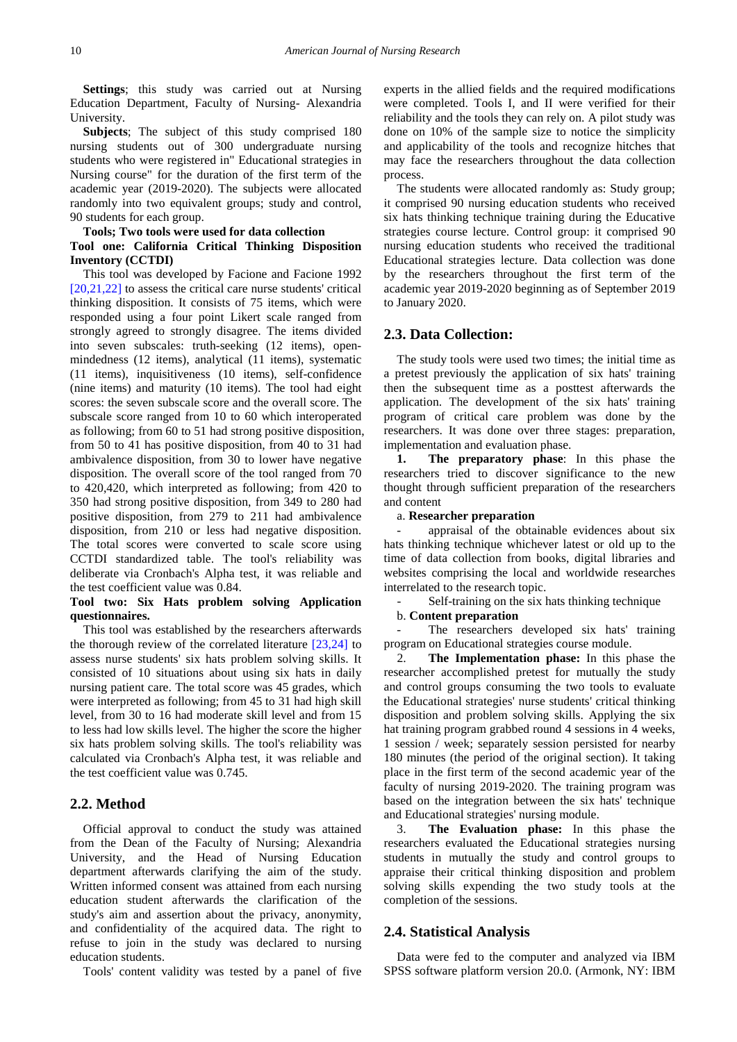**Settings**; this study was carried out at Nursing Education Department, Faculty of Nursing- Alexandria University.

**Subjects**; The subject of this study comprised 180 nursing students out of 300 undergraduate nursing students who were registered in" Educational strategies in Nursing course" for the duration of the first term of the academic year (2019-2020). The subjects were allocated randomly into two equivalent groups; study and control, 90 students for each group.

**Tools; Two tools were used for data collection**

**Tool one: California Critical Thinking Disposition Inventory (CCTDI)**

This tool was developed by Facione and Facione 1992 [20,21,22] to assess the critical care nurse students' critical thinking disposition. It consists of 75 items, which were responded using a four point Likert scale ranged from strongly agreed to strongly disagree. The items divided into seven subscales: truth-seeking (12 items), open-mindedness (12 items), analytical (11 items), systematic (11 items), inquisitiveness (10 items), self-confidence (nine items) and maturity (10 items). The tool had eight scores: the seven subscale score and the overall score. The subscale score ranged from 10 to 60 which interoperated as following; from 60 to 51 had strong positive disposition, from 50 to 41 has positive disposition, from 40 to 31 had ambivalence disposition, from 30 to lower have negative disposition. The overall score of the tool ranged from 70 to 420,420, which interpreted as following; from 420 to 350 had strong positive disposition, from 349 to 280 had positive disposition, from 279 to 211 had ambivalence disposition, from 210 or less had negative disposition. The total scores were converted to scale score using CCTDI standardized table. The tool's reliability was deliberate via Cronbach's Alpha test, it was reliable and the test coefficient value was 0.84.

**Tool two: Six Hats problem solving Application questionnaires.**

This tool was established by the researchers afterwards the thorough review of the correlated literature [23,24] to assess nurse students' six hats problem solving skills. It consisted of 10 situations about using six hats in daily nursing patient care. The total score was 45 grades, which were interpreted as following; from 45 to 31 had high skill level, from 30 to 16 had moderate skill level and from 15 to less had low skills level. The higher the score the higher six hats problem solving skills. The tool's reliability was calculated via Cronbach's Alpha test, it was reliable and the test coefficient value was 0.745.

## 2.2. Method

Official approval to conduct the study was attained from the Dean of the Faculty of Nursing; Alexandria University, and the Head of Nursing Education department afterwards clarifying the aim of the study. Written informed consent was attained from each nursing education student afterwards the clarification of the study's aim and assertion about the privacy, anonymity, and confidentiality of the acquired data. The right to refuse to join in the study was declared to nursing education students.

Tools' content validity was tested by a panel of five experts in the allied fields and the required modifications were completed. Tools I, and II were verified for their reliability and the tools they can rely on. A pilot study was done on 10% of the sample size to notice the simplicity and applicability of the tools and recognize hitches that may face the researchers throughout the data collection process.

The students were allocated randomly as: Study group; it comprised 90 nursing education students who received six hats thinking technique training during the Educative strategies course lecture. Control group: it comprised 90 nursing education students who received the traditional Educational strategies lecture. Data collection was done by the researchers throughout the first term of the academic year 2019-2020 beginning as of September 2019 to January 2020.

## 2.3. Data Collection:

The study tools were used two times; the initial time as a pretest previously the application of six hats' training then the subsequent time as a posttest afterwards the application. The development of the six hats' training program of critical care problem was done by the researchers. It was done over three stages: preparation, implementation and evaluation phase.

1. **The preparatory phase**: In this phase the researchers tried to discover significance to the new thought through sufficient preparation of the researchers and content

a. **Researcher preparation**

- appraisal of the obtainable evidences about six hats thinking technique whichever latest or old up to the time of data collection from books, digital libraries and websites comprising the local and worldwide researches interrelated to the research topic.
- Self-training on the six hats thinking technique

b. **Content preparation**

- The researchers developed six hats' training program on Educational strategies course module.

2. **The Implementation phase:** In this phase the researcher accomplished pretest for mutually the study and control groups consuming the two tools to evaluate the Educational strategies' nurse students' critical thinking disposition and problem solving skills. Applying the six hat training program grabbed round 4 sessions in 4 weeks, 1 session / week; separately session persisted for nearby 180 minutes (the period of the original section). It taking place in the first term of the second academic year of the faculty of nursing 2019-2020. The training program was based on the integration between the six hats' technique and Educational strategies' nursing module.

3. **The Evaluation phase:** In this phase the researchers evaluated the Educational strategies nursing students in mutually the study and control groups to appraise their critical thinking disposition and problem solving skills expending the two study tools at the completion of the sessions.

## 2.4. Statistical Analysis

Data were fed to the computer and analyzed via IBM SPSS software platform version 20.0. (Armonk, NY: IBM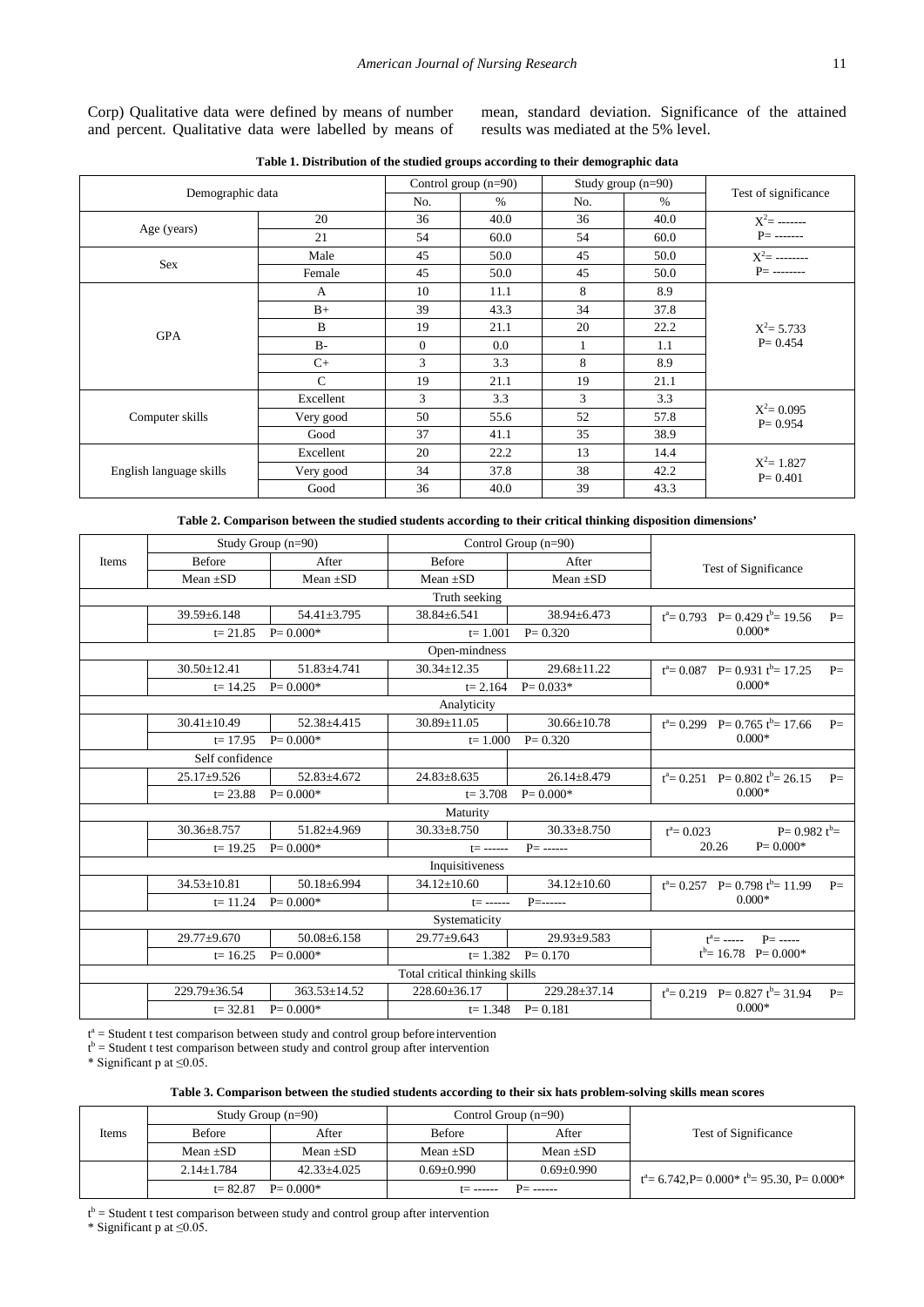Corp) Qualitative data were defined by means of number and percent. Qualitative data were labelled by means of mean, standard deviation. Significance of the attained results was mediated at the 5% level.

**Table 1. Distribution of the studied groups according to their demographic data**

| Demographic data | | Control group (n=90) | | Study group (n=90) | | Test of significance |
|---|---|---|---|---|---|---|
| | | No. | % | No. | % | |
| Age (years) | 20 | 36 | 40.0 | 36 | 40.0 | $X^2$= ------- P= ------- |
| | 21 | 54 | 60.0 | 54 | 60.0 | |
| Sex | Male | 45 | 50.0 | 45 | 50.0 | $X^2$= -------- P= -------- |
| | Female | 45 | 50.0 | 45 | 50.0 | |
| GPA | A | 10 | 11.1 | 8 | 8.9 | $X^2$= 5.733 P= 0.454 |
| | B+ | 39 | 43.3 | 34 | 37.8 | |
| | B | 19 | 21.1 | 20 | 22.2 | |
| | B- | 0 | 0.0 | 1 | 1.1 | |
| | C+ | 3 | 3.3 | 8 | 8.9 | |
| | C | 19 | 21.1 | 19 | 21.1 | |
| Computer skills | Excellent | 3 | 3.3 | 3 | 3.3 | $X^2$= 0.095 P= 0.954 |
| | Very good | 50 | 55.6 | 52 | 57.8 | |
| | Good | 37 | 41.1 | 35 | 38.9 | |
| English language skills | Excellent | 20 | 22.2 | 13 | 14.4 | $X^2$= 1.827 P= 0.401 |
| | Very good | 34 | 37.8 | 38 | 42.2 | |
| | Good | 36 | 40.0 | 39 | 43.3 | |

**Table 2. Comparison between the studied students according to their critical thinking disposition dimensions'**

| Items | Study Group (n=90) | | Control Group (n=90) | | Test of Significance |
|---|---|---|---|---|---|
| | Before | After | Before | After | |
| | Mean ±SD | Mean ±SD | Mean ±SD | Mean ±SD | |
| Truth seeking | | | | | |
| | 39.59±6.148 | 54.41±3.795 | 38.84±6.541 | 38.94±6.473 | $t^a$= 0.793 P= 0.429 $t^b$= 19.56 P= 0.000* |
| | t= 21.85 P= 0.000* | | t= 1.001 P= 0.320 | | |
| Open-mindness | | | | | |
| | 30.50±12.41 | 51.83±4.741 | 30.34±12.35 | 29.68±11.22 | $t^a$= 0.087 P= 0.931 $t^b$= 17.25 P= 0.000* |
| | t= 14.25 P= 0.000* | | t= 2.164 P= 0.033* | | |
| Analyticity | | | | | |
| | 30.41±10.49 | 52.38±4.415 | 30.89±11.05 | 30.66±10.78 | $t^a$= 0.299 P= 0.765 $t^b$= 17.66 P= 0.000* |
| | t= 17.95 P= 0.000* | | t= 1.000 P= 0.320 | | |
| Self confidence | | | | | |
| | 25.17±9.526 | 52.83±4.672 | 24.83±8.635 | 26.14±8.479 | $t^a$= 0.251 P= 0.802 $t^b$= 26.15 P= 0.000* |
| | t= 23.88 P= 0.000* | | t= 3.708 P= 0.000* | | |
| Maturity | | | | | |
| | 30.36±8.757 | 51.82±4.969 | 30.33±8.750 | 30.33±8.750 | $t^a$= 0.023 P= 0.982 $t^b$= 20.26 P= 0.000* |
| | t= 19.25 P= 0.000* | | t= ------ P= ------ | | |
| Inquisitiveness | | | | | |
| | 34.53±10.81 | 50.18±6.994 | 34.12±10.60 | 34.12±10.60 | $t^a$= 0.257 P= 0.798 $t^b$= 11.99 P= 0.000* |
| | t= 11.24 P= 0.000* | | t= ------ P=------ | | |
| Systematicity | | | | | |
| | 29.77±9.670 | 50.08±6.158 | 29.77±9.643 | 29.93±9.583 | $t^a$= ----- P= ----- $t^b$= 16.78 P= 0.000* |
| | t= 16.25 P= 0.000* | | t= 1.382 P= 0.170 | | |
| Total critical thinking skills | | | | | |
| | 229.79±36.54 | 363.53±14.52 | 228.60±36.17 | 229.28±37.14 | $t^a$= 0.219 P= 0.827 $t^b$= 31.94 P= 0.000* |
| | t= 32.81 P= 0.000* | | t= 1.348 P= 0.181 | | |

$t^a$ = Student t test comparison between study and control group before intervention
$t^b$ = Student t test comparison between study and control group after intervention
\* Significant p at ≤0.05.

**Table 3. Comparison between the studied students according to their six hats problem-solving skills mean scores**

| Items | Study Group (n=90) | | Control Group (n=90) | | Test of Significance |
|---|---|---|---|---|---|
| | Before | After | Before | After | |
| | Mean ±SD | Mean ±SD | Mean ±SD | Mean ±SD | |
| | 2.14±1.784 | 42.33±4.025 | 0.69±0.990 | 0.69±0.990 | $t^a$= 6.742, P= 0.000* $t^b$= 95.30, P= 0.000* |
| | t= 82.87 P= 0.000* | | t= ------ P= ------ | | |

$t^b$ = Student t test comparison between study and control group after intervention
\* Significant p at ≤0.05.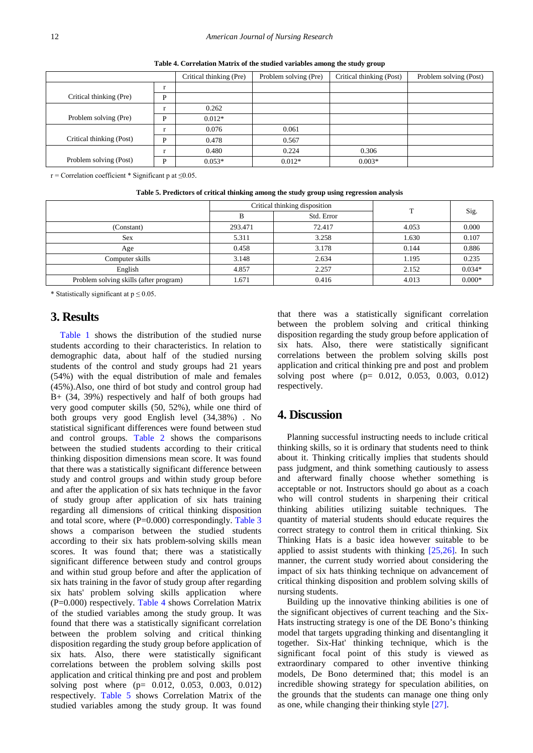**Table 4. Correlation Matrix of the studied variables among the study group**

| | | Critical thinking (Pre) | Problem solving (Pre) | Critical thinking (Post) | Problem solving (Post) |
|---|---|---|---|---|---|
| Critical thinking (Pre) | r | | | | |
| | P | | | | |
| Problem solving (Pre) | r | 0.262 | | | |
| | P | 0.012* | | | |
| Critical thinking (Post) | r | 0.076 | 0.061 | | |
| | P | 0.478 | 0.567 | | |
| Problem solving (Post) | r | 0.480 | 0.224 | 0.306 | |
| | P | 0.053* | 0.012* | 0.003* | |

r = Correlation coefficient * Significant p at ≤0.05.

**Table 5. Predictors of critical thinking among the study group using regression analysis**

| | Critical thinking disposition | | T | Sig. |
|---|---|---|---|---|
| | B | Std. Error | | |
| (Constant) | 293.471 | 72.417 | 4.053 | 0.000 |
| Sex | 5.311 | 3.258 | 1.630 | 0.107 |
| Age | 0.458 | 3.178 | 0.144 | 0.886 |
| Computer skills | 3.148 | 2.634 | 1.195 | 0.235 |
| English | 4.857 | 2.257 | 2.152 | 0.034* |
| Problem solving skills (after program) | 1.671 | 0.416 | 4.013 | 0.000* |

* Statistically significant at p ≤ 0.05.

## 3. Results

Table 1 shows the distribution of the studied nurse students according to their characteristics. In relation to demographic data, about half of the studied nursing students of the control and study groups had 21 years (54%) with the equal distribution of male and females (45%).Also, one third of bot study and control group had B+ (34, 39%) respectively and half of both groups had very good computer skills (50, 52%), while one third of both groups very good English level (34,38%) . No statistical significant differences were found between stud and control groups. Table 2 shows the comparisons between the studied students according to their critical thinking disposition dimensions mean score. It was found that there was a statistically significant difference between study and control groups and within study group before and after the application of six hats technique in the favor of study group after application of six hats training regarding all dimensions of critical thinking disposition and total score, where (P=0.000) correspondingly. Table 3 shows a comparison between the studied students according to their six hats problem-solving skills mean scores. It was found that; there was a statistically significant difference between study and control groups and within stud group before and after the application of six hats training in the favor of study group after regarding six hats' problem solving skills application where (P=0.000) respectively. Table 4 shows Correlation Matrix of the studied variables among the study group. It was found that there was a statistically significant correlation between the problem solving and critical thinking disposition regarding the study group before application of six hats. Also, there were statistically significant correlations between the problem solving skills post application and critical thinking pre and post and problem solving post where (p= 0.012, 0.053, 0.003, 0.012) respectively. Table 5 shows Correlation Matrix of the studied variables among the study group. It was found that there was a statistically significant correlation between the problem solving and critical thinking disposition regarding the study group before application of six hats. Also, there were statistically significant correlations between the problem solving skills post application and critical thinking pre and post and problem solving post where (p= 0.012, 0.053, 0.003, 0.012) respectively.

## 4. Discussion

Planning successful instructing needs to include critical thinking skills, so it is ordinary that students need to think about it. Thinking critically implies that students should pass judgment, and think something cautiously to assess and afterward finally choose whether something is acceptable or not. Instructors should go about as a coach who will control students in sharpening their critical thinking abilities utilizing suitable techniques. The quantity of material students should educate requires the correct strategy to control them in critical thinking. Six Thinking Hats is a basic idea however suitable to be applied to assist students with thinking [25,26]. In such manner, the current study worried about considering the impact of six hats thinking technique on advancement of critical thinking disposition and problem solving skills of nursing students.

Building up the innovative thinking abilities is one of the significant objectives of current teaching and the Six-Hats instructing strategy is one of the DE Bono's thinking model that targets upgrading thinking and disentangling it together. Six-Hat' thinking technique, which is the significant focal point of this study is viewed as extraordinary compared to other inventive thinking models, De Bono determined that; this model is an incredible showing strategy for speculation abilities, on the grounds that the students can manage one thing only as one, while changing their thinking style [27].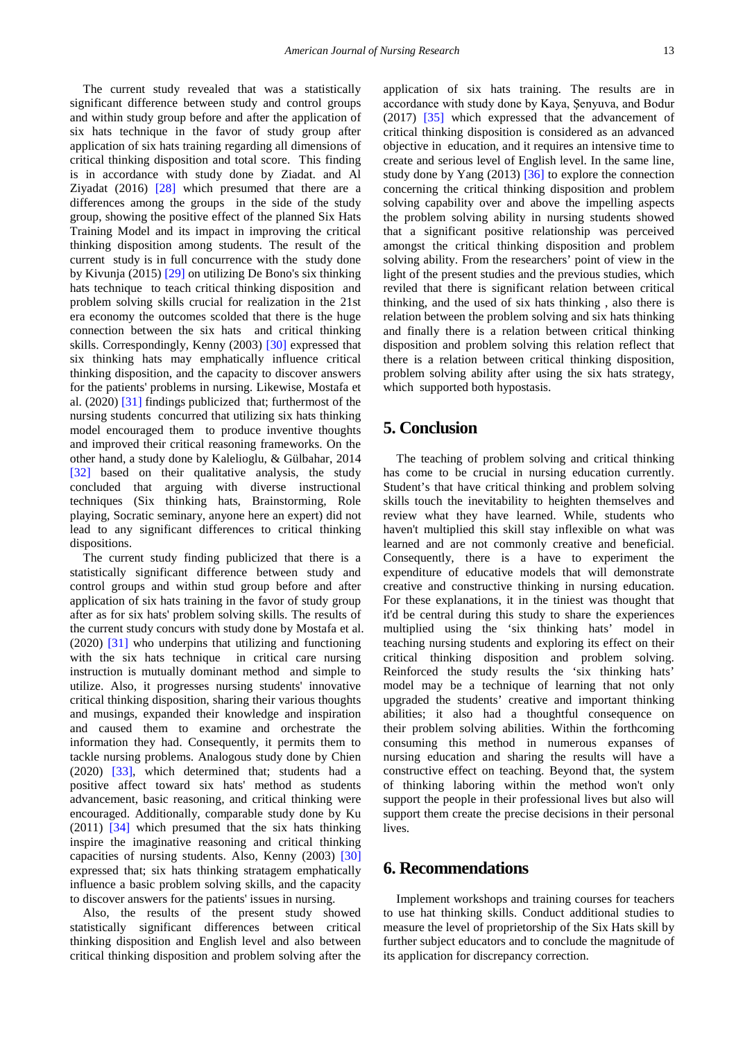The current study revealed that was a statistically significant difference between study and control groups and within study group before and after the application of six hats technique in the favor of study group after application of six hats training regarding all dimensions of critical thinking disposition and total score. This finding is in accordance with study done by Ziadat. and Al Ziyadat (2016) [28] which presumed that there are a differences among the groups in the side of the study group, showing the positive effect of the planned Six Hats Training Model and its impact in improving the critical thinking disposition among students. The result of the current study is in full concurrence with the study done by Kivunja (2015) [29] on utilizing De Bono's six thinking hats technique to teach critical thinking disposition and problem solving skills crucial for realization in the 21st era economy the outcomes scolded that there is the huge connection between the six hats and critical thinking skills. Correspondingly, Kenny (2003) [30] expressed that six thinking hats may emphatically influence critical thinking disposition, and the capacity to discover answers for the patients' problems in nursing. Likewise, Mostafa et al. (2020) [31] findings publicized that; furthermost of the nursing students concurred that utilizing six hats thinking model encouraged them to produce inventive thoughts and improved their critical reasoning frameworks. On the other hand, a study done by Kalelioglu, & Gülbahar, 2014 [32] based on their qualitative analysis, the study concluded that arguing with diverse instructional techniques (Six thinking hats, Brainstorming, Role playing, Socratic seminary, anyone here an expert) did not lead to any significant differences to critical thinking dispositions.

The current study finding publicized that there is a statistically significant difference between study and control groups and within stud group before and after application of six hats training in the favor of study group after as for six hats' problem solving skills. The results of the current study concurs with study done by Mostafa et al. (2020) [31] who underpins that utilizing and functioning with the six hats technique in critical care nursing instruction is mutually dominant method and simple to utilize. Also, it progresses nursing students' innovative critical thinking disposition, sharing their various thoughts and musings, expanded their knowledge and inspiration and caused them to examine and orchestrate the information they had. Consequently, it permits them to tackle nursing problems. Analogous study done by Chien (2020) [33], which determined that; students had a positive affect toward six hats' method as students advancement, basic reasoning, and critical thinking were encouraged. Additionally, comparable study done by Ku (2011) [34] which presumed that the six hats thinking inspire the imaginative reasoning and critical thinking capacities of nursing students. Also, Kenny (2003) [30] expressed that; six hats thinking stratagem emphatically influence a basic problem solving skills, and the capacity to discover answers for the patients' issues in nursing.

Also, the results of the present study showed statistically significant differences between critical thinking disposition and English level and also between critical thinking disposition and problem solving after the application of six hats training. The results are in accordance with study done by Kaya, Şenyuva, and Bodur (2017) [35] which expressed that the advancement of critical thinking disposition is considered as an advanced objective in education, and it requires an intensive time to create and serious level of English level. In the same line, study done by Yang (2013) [36] to explore the connection concerning the critical thinking disposition and problem solving capability over and above the impelling aspects the problem solving ability in nursing students showed that a significant positive relationship was perceived amongst the critical thinking disposition and problem solving ability. From the researchers' point of view in the light of the present studies and the previous studies, which reviled that there is significant relation between critical thinking, and the used of six hats thinking , also there is relation between the problem solving and six hats thinking and finally there is a relation between critical thinking disposition and problem solving this relation reflect that there is a relation between critical thinking disposition, problem solving ability after using the six hats strategy, which supported both hypostasis.

## 5. Conclusion

The teaching of problem solving and critical thinking has come to be crucial in nursing education currently. Student's that have critical thinking and problem solving skills touch the inevitability to heighten themselves and review what they have learned. While, students who haven't multiplied this skill stay inflexible on what was learned and are not commonly creative and beneficial. Consequently, there is a have to experiment the expenditure of educative models that will demonstrate creative and constructive thinking in nursing education. For these explanations, it in the tiniest was thought that it'd be central during this study to share the experiences multiplied using the 'six thinking hats' model in teaching nursing students and exploring its effect on their critical thinking disposition and problem solving. Reinforced the study results the 'six thinking hats' model may be a technique of learning that not only upgraded the students' creative and important thinking abilities; it also had a thoughtful consequence on their problem solving abilities. Within the forthcoming consuming this method in numerous expanses of nursing education and sharing the results will have a constructive effect on teaching. Beyond that, the system of thinking laboring within the method won't only support the people in their professional lives but also will support them create the precise decisions in their personal lives.

## 6. Recommendations

Implement workshops and training courses for teachers to use hat thinking skills. Conduct additional studies to measure the level of proprietorship of the Six Hats skill by further subject educators and to conclude the magnitude of its application for discrepancy correction.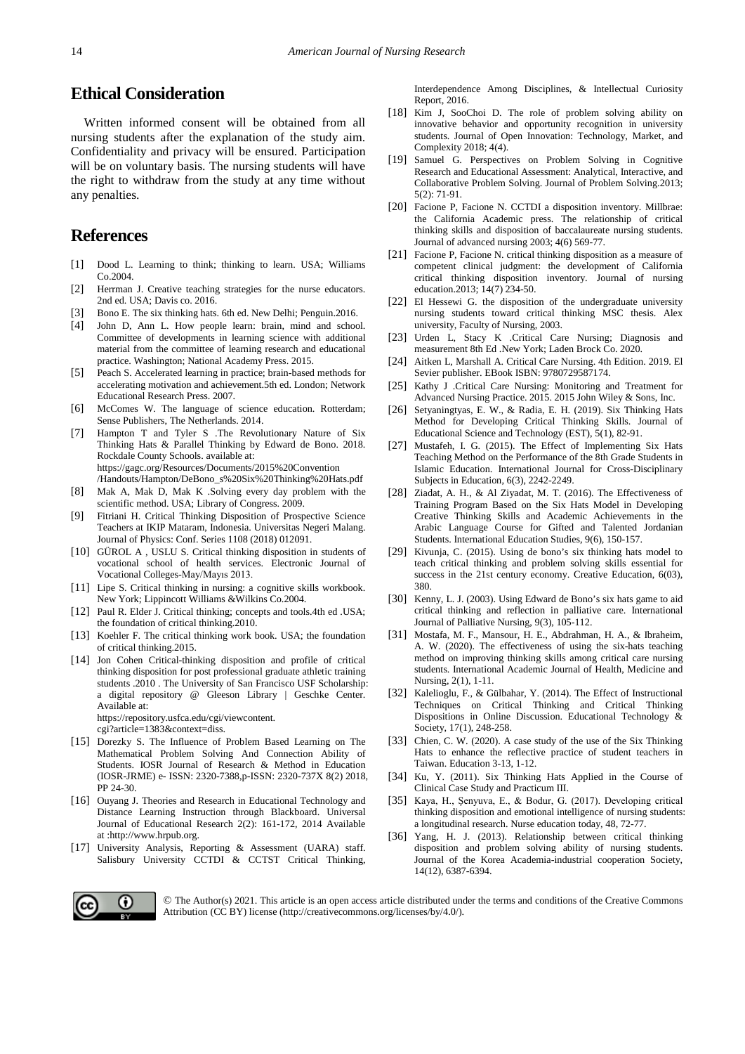## Ethical Consideration

Written informed consent will be obtained from all nursing students after the explanation of the study aim. Confidentiality and privacy will be ensured. Participation will be on voluntary basis. The nursing students will have the right to withdraw from the study at any time without any penalties.

## References

[1] Dood L. Learning to think; thinking to learn. USA; Williams Co.2004.

[2] Herrman J. Creative teaching strategies for the nurse educators. 2nd ed. USA; Davis co. 2016.

[3] Bono E. The six thinking hats. 6th ed. New Delhi; Penguin.2016.

[4] John D, Ann L. How people learn: brain, mind and school. Committee of developments in learning science with additional material from the committee of learning research and educational practice. Washington; National Academy Press. 2015.

[5] Peach S. Accelerated learning in practice; brain-based methods for accelerating motivation and achievement.5th ed. London; Network Educational Research Press. 2007.

[6] McComes W. The language of science education. Rotterdam; Sense Publishers, The Netherlands. 2014.

[7] Hampton T and Tyler S .The Revolutionary Nature of Six Thinking Hats & Parallel Thinking by Edward de Bono. 2018. Rockdale County Schools. available at: https://gagc.org/Resources/Documents/2015%20Convention/Handouts/Hampton/DeBono_s%20Six%20Thinking%20Hats.pdf

[8] Mak A, Mak D, Mak K .Solving every day problem with the scientific method. USA; Library of Congress. 2009.

[9] Fitriani H. Critical Thinking Disposition of Prospective Science Teachers at IKIP Mataram, Indonesia. Universitas Negeri Malang. Journal of Physics: Conf. Series 1108 (2018) 012091.

[10] GÜROL A , USLU S. Critical thinking disposition in students of vocational school of health services. Electronic Journal of Vocational Colleges-May/Mayıs 2013.

[11] Lipe S. Critical thinking in nursing: a cognitive skills workbook. New York; Lippincott Williams &Wilkins Co.2004.

[12] Paul R. Elder J. Critical thinking; concepts and tools.4th ed .USA; the foundation of critical thinking.2010.

[13] Koehler F. The critical thinking work book. USA; the foundation of critical thinking.2015.

[14] Jon Cohen Critical-thinking disposition and profile of critical thinking disposition for post professional graduate athletic training students .2010 . The University of San Francisco USF Scholarship: a digital repository @ Gleeson Library | Geschke Center. Available at: https://repository.usfca.edu/cgi/viewcontent.cgi?article=1383&context=diss.

[15] Dorezky S. The Influence of Problem Based Learning on The Mathematical Problem Solving And Connection Ability of Students. IOSR Journal of Research & Method in Education (IOSR-JRME) e- ISSN: 2320-7388,p-ISSN: 2320-737X 8(2) 2018, PP 24-30.

[16] Ouyang J. Theories and Research in Educational Technology and Distance Learning Instruction through Blackboard. Universal Journal of Educational Research 2(2): 161-172, 2014 Available at :http://www.hrpub.org.

[17] University Analysis, Reporting & Assessment (UARA) staff. Salisbury University CCTDI & CCTST Critical Thinking, Interdependence Among Disciplines, & Intellectual Curiosity Report, 2016.

[18] Kim J, SooChoi D. The role of problem solving ability on innovative behavior and opportunity recognition in university students. Journal of Open Innovation: Technology, Market, and Complexity 2018; 4(4).

[19] Samuel G. Perspectives on Problem Solving in Cognitive Research and Educational Assessment: Analytical, Interactive, and Collaborative Problem Solving. Journal of Problem Solving.2013; 5(2): 71-91.

[20] Facione P, Facione N. CCTDI a disposition inventory. Millbrae: the California Academic press. The relationship of critical thinking skills and disposition of baccalaureate nursing students. Journal of advanced nursing 2003; 4(6) 569-77.

[21] Facione P, Facione N. critical thinking disposition as a measure of competent clinical judgment: the development of California critical thinking disposition inventory. Journal of nursing education.2013; 14(7) 234-50.

[22] El Hessewi G. the disposition of the undergraduate university nursing students toward critical thinking MSC thesis. Alex university, Faculty of Nursing, 2003.

[23] Urden L, Stacy K .Critical Care Nursing; Diagnosis and measurement 8th Ed .New York; Laden Brock Co. 2020.

[24] Aitken L, Marshall A. Critical Care Nursing. 4th Edition. 2019. El Sevier publisher. EBook ISBN: 9780729587174.

[25] Kathy J .Critical Care Nursing: Monitoring and Treatment for Advanced Nursing Practice. 2015. 2015 John Wiley & Sons, Inc.

[26] Setyaningtyas, E. W., & Radia, E. H. (2019). Six Thinking Hats Method for Developing Critical Thinking Skills. Journal of Educational Science and Technology (EST), 5(1), 82-91.

[27] Mustafeh, I. G. (2015). The Effect of Implementing Six Hats Teaching Method on the Performance of the 8th Grade Students in Islamic Education. International Journal for Cross-Disciplinary Subjects in Education, 6(3), 2242-2249.

[28] Ziadat, A. H., & Al Ziyadat, M. T. (2016). The Effectiveness of Training Program Based on the Six Hats Model in Developing Creative Thinking Skills and Academic Achievements in the Arabic Language Course for Gifted and Talented Jordanian Students. International Education Studies, 9(6), 150-157.

[29] Kivunja, C. (2015). Using de bono's six thinking hats model to teach critical thinking and problem solving skills essential for success in the 21st century economy. Creative Education, 6(03), 380.

[30] Kenny, L. J. (2003). Using Edward de Bono's six hats game to aid critical thinking and reflection in palliative care. International Journal of Palliative Nursing, 9(3), 105-112.

[31] Mostafa, M. F., Mansour, H. E., Abdrahman, H. A., & Ibraheim, A. W. (2020). The effectiveness of using the six-hats teaching method on improving thinking skills among critical care nursing students. International Academic Journal of Health, Medicine and Nursing, 2(1), 1-11.

[32] Kalelioglu, F., & Gülbahar, Y. (2014). The Effect of Instructional Techniques on Critical Thinking and Critical Thinking Dispositions in Online Discussion. Educational Technology & Society, 17(1), 248-258.

[33] Chien, C. W. (2020). A case study of the use of the Six Thinking Hats to enhance the reflective practice of student teachers in Taiwan. Education 3-13, 1-12.

[34] Ku, Y. (2011). Six Thinking Hats Applied in the Course of Clinical Case Study and Practicum III.

[35] Kaya, H., Şenyuva, E., & Bodur, G. (2017). Developing critical thinking disposition and emotional intelligence of nursing students: a longitudinal research. Nurse education today, 48, 72-77.

[36] Yang, H. J. (2013). Relationship between critical thinking disposition and problem solving ability of nursing students. Journal of the Korea Academia-industrial cooperation Society, 14(12), 6387-6394.

© The Author(s) 2021. This article is an open access article distributed under the terms and conditions of the Creative Commons Attribution (CC BY) license (http://creativecommons.org/licenses/by/4.0/).